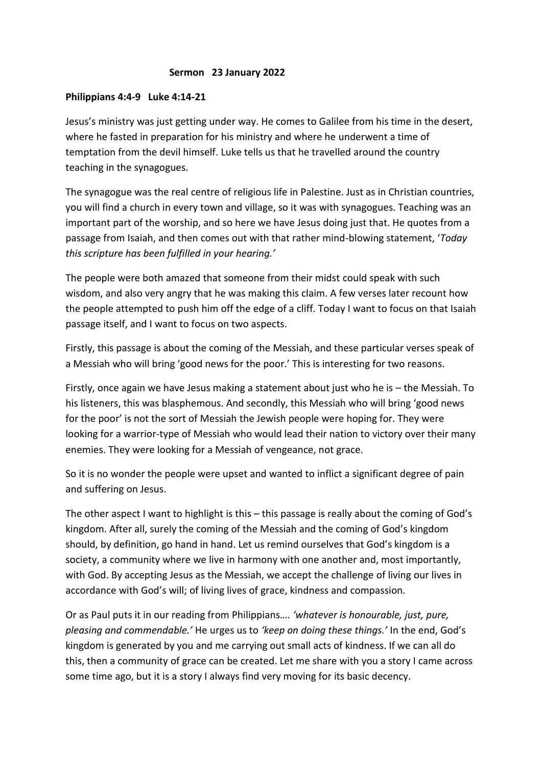**Sermon 23 January 2022**

**Philippians 4:4-9 Luke 4:14-21**

Jesus's ministry was just getting under way. He comes to Galilee from his time in the desert, where he fasted in preparation for his ministry and where he underwent a time of temptation from the devil himself. Luke tells us that he travelled around the country teaching in the synagogues.

The synagogue was the real centre of religious life in Palestine. Just as in Christian countries, you will find a church in every town and village, so it was with synagogues. Teaching was an important part of the worship, and so here we have Jesus doing just that. He quotes from a passage from Isaiah, and then comes out with that rather mind-blowing statement, '*Today this scripture has been fulfilled in your hearing.'*

The people were both amazed that someone from their midst could speak with such wisdom, and also very angry that he was making this claim. A few verses later recount how the people attempted to push him off the edge of a cliff. Today I want to focus on that Isaiah passage itself, and I want to focus on two aspects.

Firstly, this passage is about the coming of the Messiah, and these particular verses speak of a Messiah who will bring 'good news for the poor.' This is interesting for two reasons.

Firstly, once again we have Jesus making a statement about just who he is – the Messiah. To his listeners, this was blasphemous. And secondly, this Messiah who will bring 'good news for the poor' is not the sort of Messiah the Jewish people were hoping for. They were looking for a warrior-type of Messiah who would lead their nation to victory over their many enemies. They were looking for a Messiah of vengeance, not grace.

So it is no wonder the people were upset and wanted to inflict a significant degree of pain and suffering on Jesus.

The other aspect I want to highlight is this – this passage is really about the coming of God's kingdom. After all, surely the coming of the Messiah and the coming of God's kingdom should, by definition, go hand in hand. Let us remind ourselves that God's kingdom is a society, a community where we live in harmony with one another and, most importantly, with God. By accepting Jesus as the Messiah, we accept the challenge of living our lives in accordance with God's will; of living lives of grace, kindness and compassion.

Or as Paul puts it in our reading from Philippians…. *'whatever is honourable, just, pure, pleasing and commendable.'* He urges us to *'keep on doing these things.'* In the end, God's kingdom is generated by you and me carrying out small acts of kindness. If we can all do this, then a community of grace can be created. Let me share with you a story I came across some time ago, but it is a story I always find very moving for its basic decency.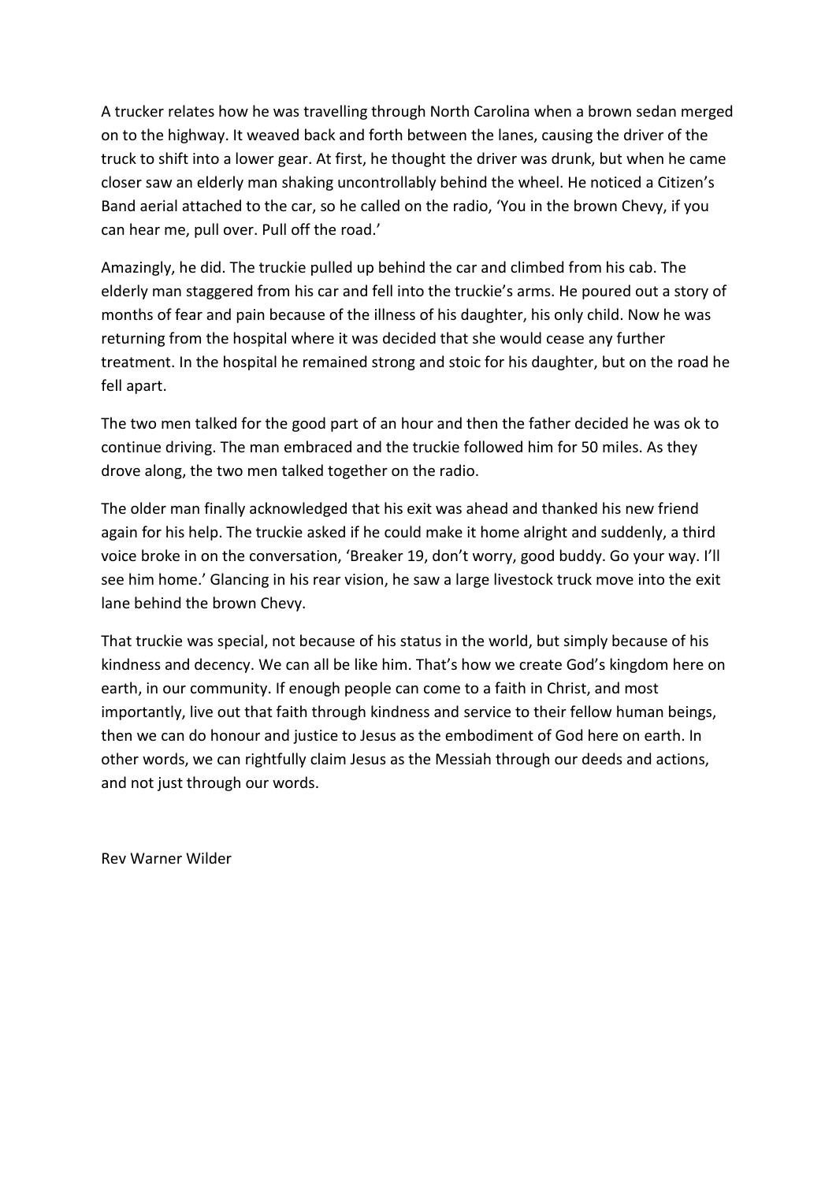A trucker relates how he was travelling through North Carolina when a brown sedan merged on to the highway. It weaved back and forth between the lanes, causing the driver of the truck to shift into a lower gear. At first, he thought the driver was drunk, but when he came closer saw an elderly man shaking uncontrollably behind the wheel. He noticed a Citizen's Band aerial attached to the car, so he called on the radio, 'You in the brown Chevy, if you can hear me, pull over. Pull off the road.'

Amazingly, he did. The truckie pulled up behind the car and climbed from his cab. The elderly man staggered from his car and fell into the truckie's arms. He poured out a story of months of fear and pain because of the illness of his daughter, his only child. Now he was returning from the hospital where it was decided that she would cease any further treatment. In the hospital he remained strong and stoic for his daughter, but on the road he fell apart.

The two men talked for the good part of an hour and then the father decided he was ok to continue driving. The man embraced and the truckie followed him for 50 miles. As they drove along, the two men talked together on the radio.

The older man finally acknowledged that his exit was ahead and thanked his new friend again for his help. The truckie asked if he could make it home alright and suddenly, a third voice broke in on the conversation, 'Breaker 19, don't worry, good buddy. Go your way. I'll see him home.' Glancing in his rear vision, he saw a large livestock truck move into the exit lane behind the brown Chevy.

That truckie was special, not because of his status in the world, but simply because of his kindness and decency. We can all be like him. That's how we create God's kingdom here on earth, in our community. If enough people can come to a faith in Christ, and most importantly, live out that faith through kindness and service to their fellow human beings, then we can do honour and justice to Jesus as the embodiment of God here on earth. In other words, we can rightfully claim Jesus as the Messiah through our deeds and actions, and not just through our words.

Rev Warner Wilder